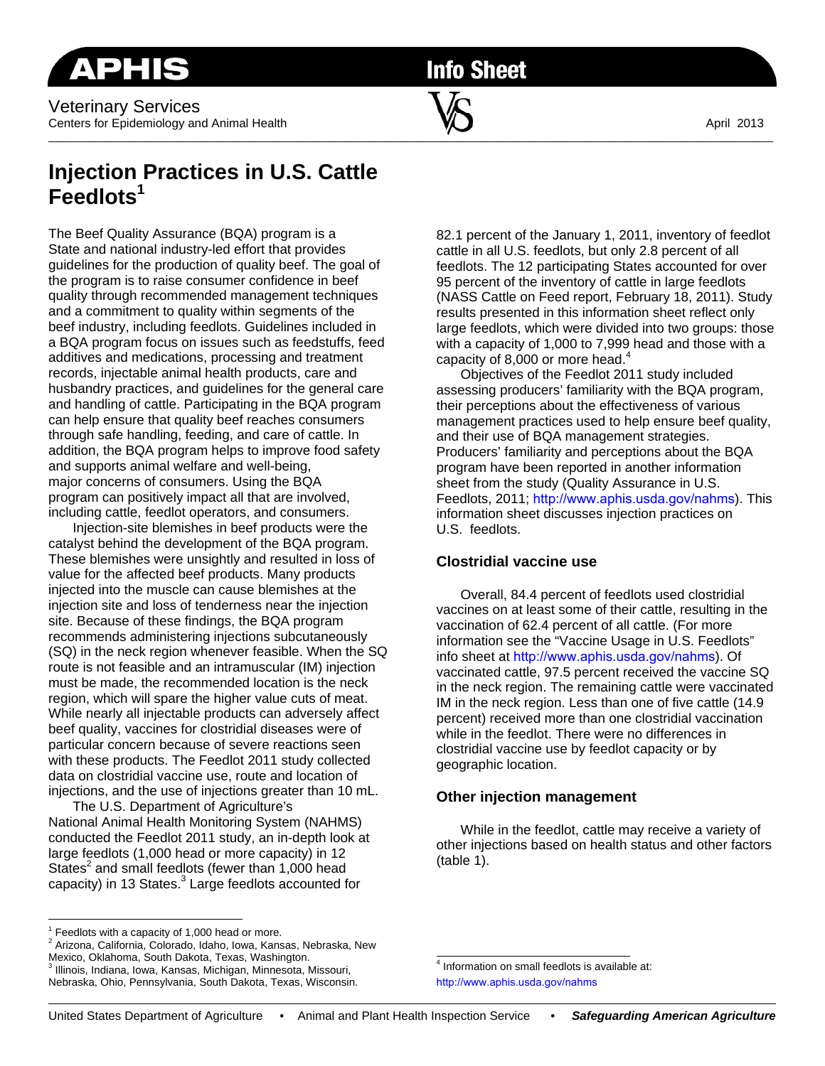APHIS

Info Sheet

Veterinary Services
Centers for Epidemiology and Animal Health

April 2013

# Injection Practices in U.S. Cattle Feedlots[1]

The Beef Quality Assurance (BQA) program is a State and national industry-led effort that provides guidelines for the production of quality beef. The goal of the program is to raise consumer confidence in beef quality through recommended management techniques and a commitment to quality within segments of the beef industry, including feedlots. Guidelines included in a BQA program focus on issues such as feedstuffs, feed additives and medications, processing and treatment records, injectable animal health products, care and husbandry practices, and guidelines for the general care and handling of cattle. Participating in the BQA program can help ensure that quality beef reaches consumers through safe handling, feeding, and care of cattle. In addition, the BQA program helps to improve food safety and supports animal welfare and well-being, major concerns of consumers. Using the BQA program can positively impact all that are involved, including cattle, feedlot operators, and consumers.

Injection-site blemishes in beef products were the catalyst behind the development of the BQA program. These blemishes were unsightly and resulted in loss of value for the affected beef products. Many products injected into the muscle can cause blemishes at the injection site and loss of tenderness near the injection site. Because of these findings, the BQA program recommends administering injections subcutaneously (SQ) in the neck region whenever feasible. When the SQ route is not feasible and an intramuscular (IM) injection must be made, the recommended location is the neck region, which will spare the higher value cuts of meat. While nearly all injectable products can adversely affect beef quality, vaccines for clostridial diseases were of particular concern because of severe reactions seen with these products. The Feedlot 2011 study collected data on clostridial vaccine use, route and location of injections, and the use of injections greater than 10 mL.

The U.S. Department of Agriculture's National Animal Health Monitoring System (NAHMS) conducted the Feedlot 2011 study, an in-depth look at large feedlots (1,000 head or more capacity) in 12 States[2] and small feedlots (fewer than 1,000 head capacity) in 13 States.[3] Large feedlots accounted for 82.1 percent of the January 1, 2011, inventory of feedlot cattle in all U.S. feedlots, but only 2.8 percent of all feedlots. The 12 participating States accounted for over 95 percent of the inventory of cattle in large feedlots (NASS Cattle on Feed report, February 18, 2011). Study results presented in this information sheet reflect only large feedlots, which were divided into two groups: those with a capacity of 1,000 to 7,999 head and those with a capacity of 8,000 or more head.[4]

Objectives of the Feedlot 2011 study included assessing producers' familiarity with the BQA program, their perceptions about the effectiveness of various management practices used to help ensure beef quality, and their use of BQA management strategies. Producers' familiarity and perceptions about the BQA program have been reported in another information sheet from the study (Quality Assurance in U.S. Feedlots, 2011; http://www.aphis.usda.gov/nahms). This information sheet discusses injection practices on U.S. feedlots.

## Clostridial vaccine use

Overall, 84.4 percent of feedlots used clostridial vaccines on at least some of their cattle, resulting in the vaccination of 62.4 percent of all cattle. (For more information see the "Vaccine Usage in U.S. Feedlots" info sheet at http://www.aphis.usda.gov/nahms). Of vaccinated cattle, 97.5 percent received the vaccine SQ in the neck region. The remaining cattle were vaccinated IM in the neck region. Less than one of five cattle (14.9 percent) received more than one clostridial vaccination while in the feedlot. There were no differences in clostridial vaccine use by feedlot capacity or by geographic location.

## Other injection management

While in the feedlot, cattle may receive a variety of other injections based on health status and other factors (table 1).

---

[1] Feedlots with a capacity of 1,000 head or more.

[2] Arizona, California, Colorado, Idaho, Iowa, Kansas, Nebraska, New Mexico, Oklahoma, South Dakota, Texas, Washington.

[3] Illinois, Indiana, Iowa, Kansas, Michigan, Minnesota, Missouri, Nebraska, Ohio, Pennsylvania, South Dakota, Texas, Wisconsin.

[4] Information on small feedlots is available at: http://www.aphis.usda.gov/nahms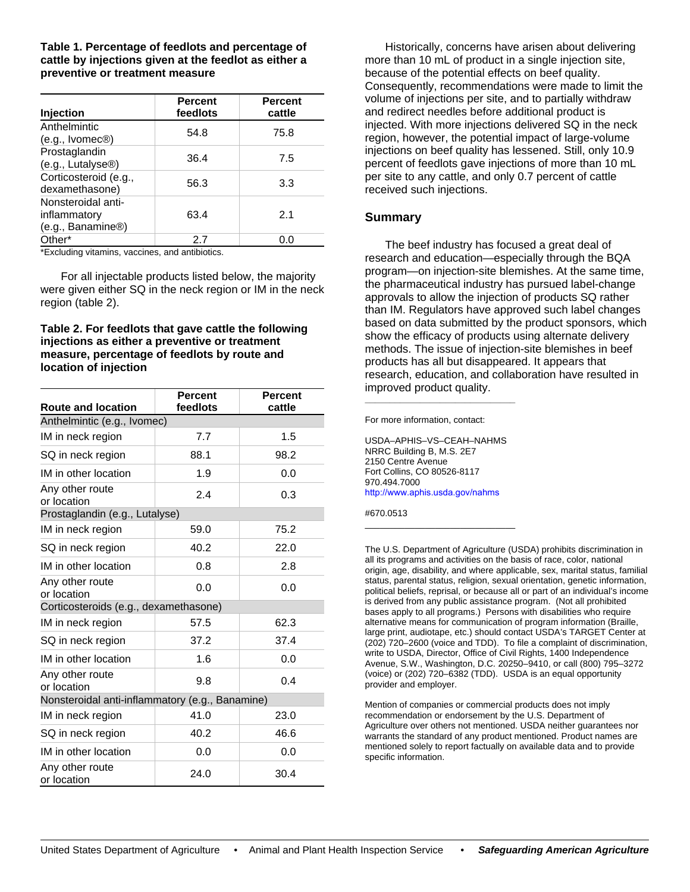**Table 1. Percentage of feedlots and percentage of cattle by injections given at the feedlot as either a preventive or treatment measure**

| Injection | Percent feedlots | Percent cattle |
|---|---|---|
| Anthelmintic (e.g., Ivomec®) | 54.8 | 75.8 |
| Prostaglandin (e.g., Lutalyse®) | 36.4 | 7.5 |
| Corticosteroid (e.g., dexamethasone) | 56.3 | 3.3 |
| Nonsteroidal anti-inflammatory (e.g., Banamine®) | 63.4 | 2.1 |
| Other* | 2.7 | 0.0 |

*Excluding vitamins, vaccines, and antibiotics.

For all injectable products listed below, the majority were given either SQ in the neck region or IM in the neck region (table 2).

**Table 2. For feedlots that gave cattle the following injections as either a preventive or treatment measure, percentage of feedlots by route and location of injection**

| Route and location | Percent feedlots | Percent cattle |
|---|---|---|
| Anthelmintic (e.g., Ivomec) | | |
| IM in neck region | 7.7 | 1.5 |
| SQ in neck region | 88.1 | 98.2 |
| IM in other location | 1.9 | 0.0 |
| Any other route or location | 2.4 | 0.3 |
| Prostaglandin (e.g., Lutalyse) | | |
| IM in neck region | 59.0 | 75.2 |
| SQ in neck region | 40.2 | 22.0 |
| IM in other location | 0.8 | 2.8 |
| Any other route or location | 0.0 | 0.0 |
| Corticosteroids (e.g., dexamethasone) | | |
| IM in neck region | 57.5 | 62.3 |
| SQ in neck region | 37.2 | 37.4 |
| IM in other location | 1.6 | 0.0 |
| Any other route or location | 9.8 | 0.4 |
| Nonsteroidal anti-inflammatory (e.g., Banamine) | | |
| IM in neck region | 41.0 | 23.0 |
| SQ in neck region | 40.2 | 46.6 |
| IM in other location | 0.0 | 0.0 |
| Any other route or location | 24.0 | 30.4 |

Historically, concerns have arisen about delivering more than 10 mL of product in a single injection site, because of the potential effects on beef quality. Consequently, recommendations were made to limit the volume of injections per site, and to partially withdraw and redirect needles before additional product is injected. With more injections delivered SQ in the neck region, however, the potential impact of large-volume injections on beef quality has lessened. Still, only 10.9 percent of feedlots gave injections of more than 10 mL per site to any cattle, and only 0.7 percent of cattle received such injections.

## Summary

The beef industry has focused a great deal of research and education—especially through the BQA program—on injection-site blemishes. At the same time, the pharmaceutical industry has pursued label-change approvals to allow the injection of products SQ rather than IM. Regulators have approved such label changes based on data submitted by the product sponsors, which show the efficacy of products using alternate delivery methods. The issue of injection-site blemishes in beef products has all but disappeared. It appears that research, education, and collaboration have resulted in improved product quality.

---

For more information, contact:

USDA–APHIS–VS–CEAH–NAHMS
NRRC Building B, M.S. 2E7
2150 Centre Avenue
Fort Collins, CO 80526-8117
970.494.7000
http://www.aphis.usda.gov/nahms

#670.0513

---

The U.S. Department of Agriculture (USDA) prohibits discrimination in all its programs and activities on the basis of race, color, national origin, age, disability, and where applicable, sex, marital status, familial status, parental status, religion, sexual orientation, genetic information, political beliefs, reprisal, or because all or part of an individual's income is derived from any public assistance program. (Not all prohibited bases apply to all programs.) Persons with disabilities who require alternative means for communication of program information (Braille, large print, audiotape, etc.) should contact USDA's TARGET Center at (202) 720–2600 (voice and TDD). To file a complaint of discrimination, write to USDA, Director, Office of Civil Rights, 1400 Independence Avenue, S.W., Washington, D.C. 20250–9410, or call (800) 795–3272 (voice) or (202) 720–6382 (TDD). USDA is an equal opportunity provider and employer.

Mention of companies or commercial products does not imply recommendation or endorsement by the U.S. Department of Agriculture over others not mentioned. USDA neither guarantees nor warrants the standard of any product mentioned. Product names are mentioned solely to report factually on available data and to provide specific information.